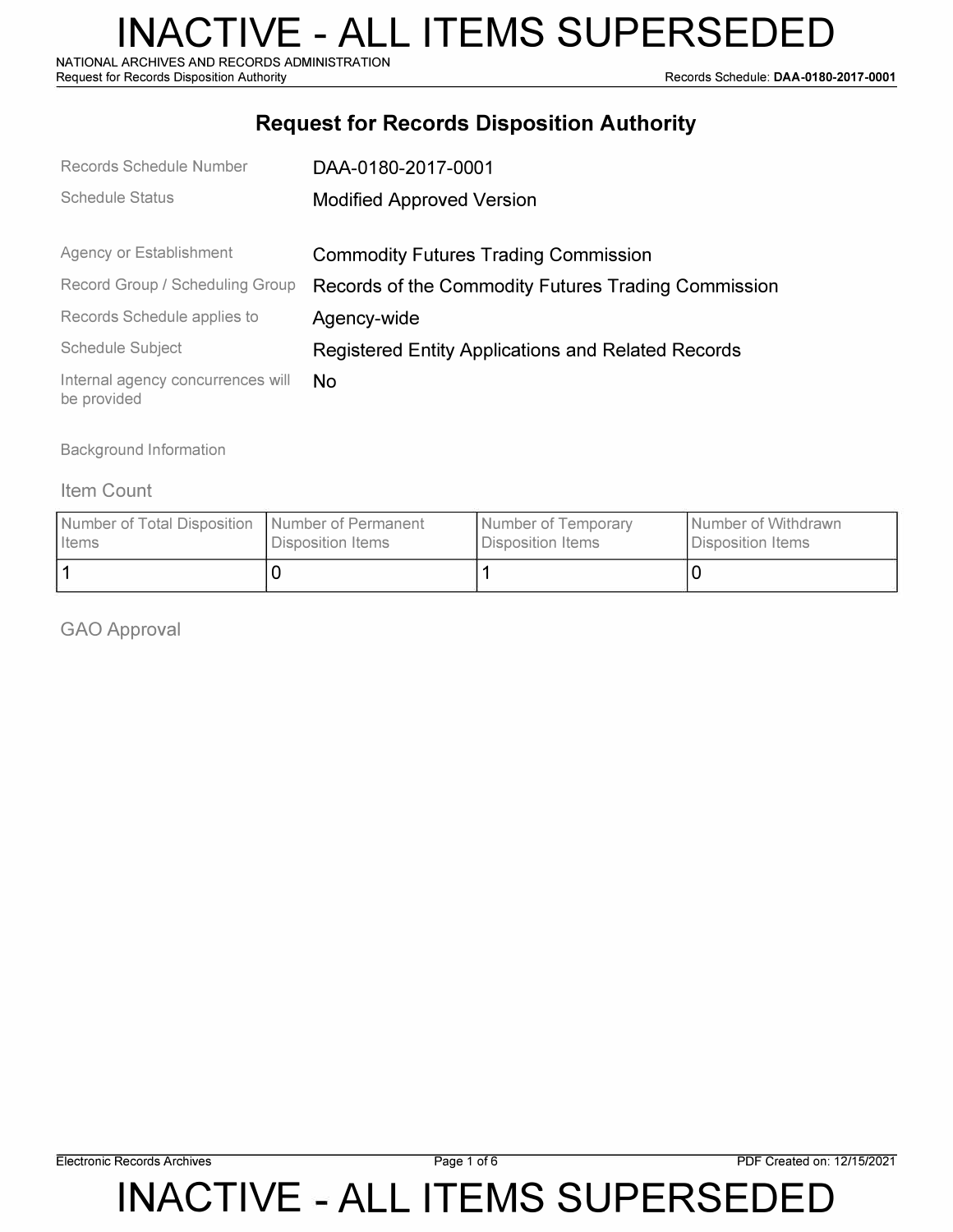# INACTIVE - ALL ITEMS SUPERSEDED

## Request for Records Disposition Authority

| | |
|---|---|
| Records Schedule Number | DAA-0180-2017-0001 |
| Schedule Status | Modified Approved Version |
| Agency or Establishment | Commodity Futures Trading Commission |
| Record Group / Scheduling Group | Records of the Commodity Futures Trading Commission |
| Records Schedule applies to | Agency-wide |
| Schedule Subject | Registered Entity Applications and Related Records |
| Internal agency concurrences will be provided | No |

Background Information

### Item Count

| Number of Total Disposition Items | Number of Permanent Disposition Items | Number of Temporary Disposition Items | Number of Withdrawn Disposition Items |
|---|---|---|---|
| 1 | 0 | 1 | 0 |

### GAO Approval

# INACTIVE - ALL ITEMS SUPERSEDED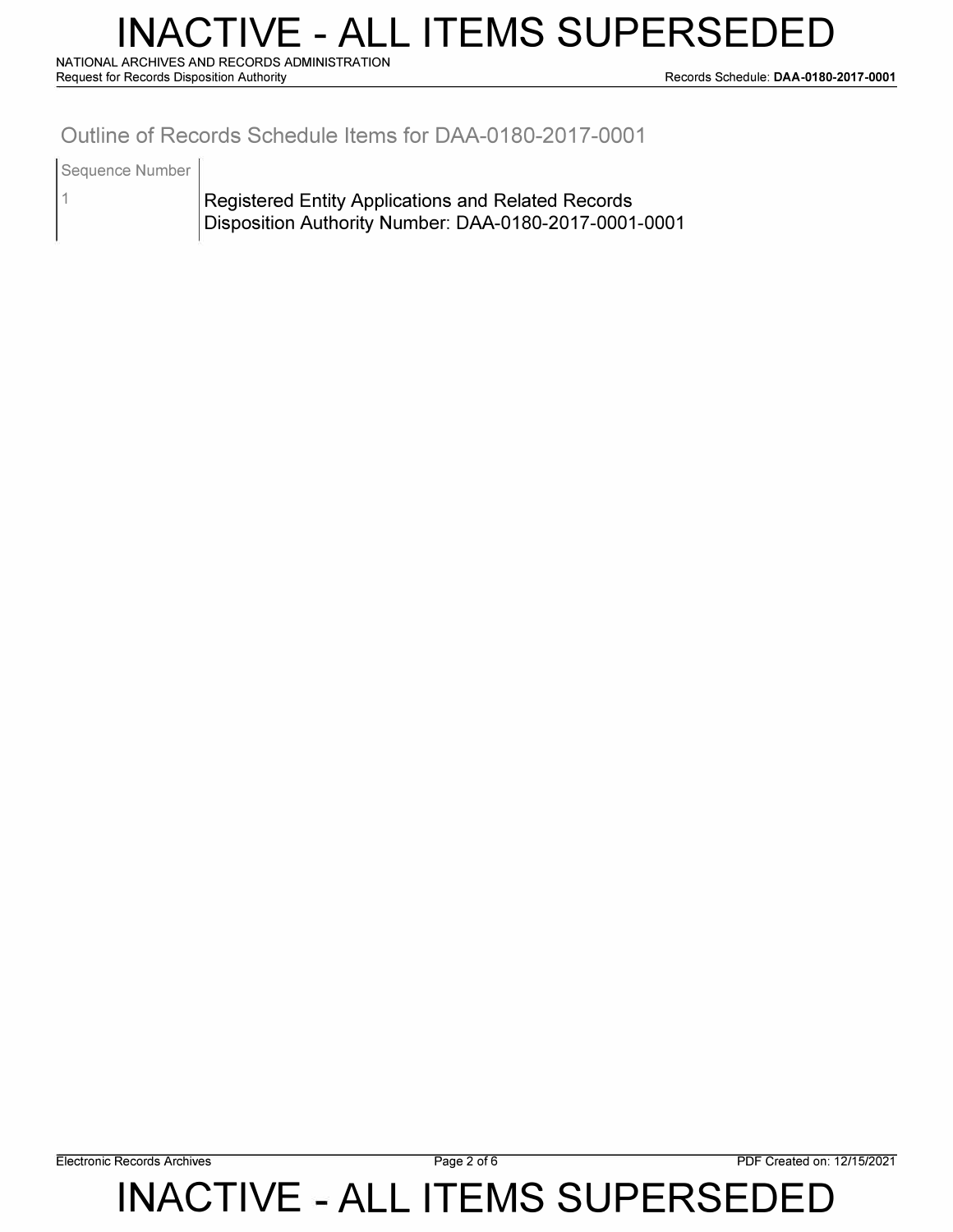## Outline of Records Schedule Items for DAA-0180-2017-0001

| Sequence Number | |
|---|---|
| 1 | Registered Entity Applications and Related Records<br>Disposition Authority Number: DAA-0180-2017-0001-0001 |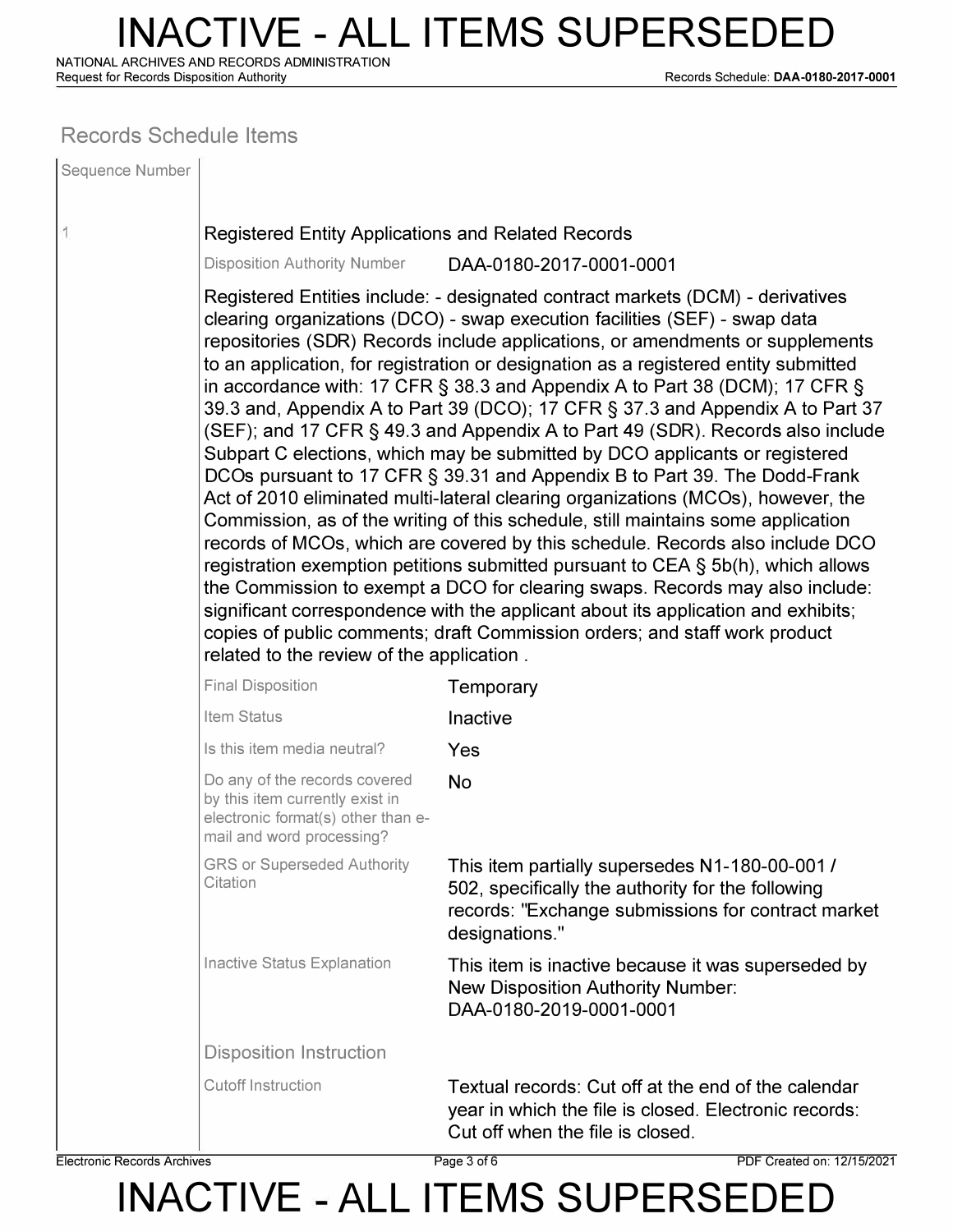## Records Schedule Items

| Sequence Number | |
|---|---|
| 1 | **Registered Entity Applications and Related Records** |
| | Disposition Authority Number: DAA-0180-2017-0001-0001 |
| | Registered Entities include: - designated contract markets (DCM) - derivatives clearing organizations (DCO) - swap execution facilities (SEF) - swap data repositories (SDR) Records include applications, or amendments or supplements to an application, for registration or designation as a registered entity submitted in accordance with: 17 CFR § 38.3 and Appendix A to Part 38 (DCM); 17 CFR § 39.3 and, Appendix A to Part 39 (DCO); 17 CFR § 37.3 and Appendix A to Part 37 (SEF); and 17 CFR § 49.3 and Appendix A to Part 49 (SDR). Records also include Subpart C elections, which may be submitted by DCO applicants or registered DCOs pursuant to 17 CFR § 39.31 and Appendix B to Part 39. The Dodd-Frank Act of 2010 eliminated multi-lateral clearing organizations (MCOs), however, the Commission, as of the writing of this schedule, still maintains some application records of MCOs, which are covered by this schedule. Records also include DCO registration exemption petitions submitted pursuant to CEA § 5b(h), which allows the Commission to exempt a DCO for clearing swaps. Records may also include: significant correspondence with the applicant about its application and exhibits; copies of public comments; draft Commission orders; and staff work product related to the review of the application . |

| Field | Value |
|---|---|
| Final Disposition | Temporary |
| Item Status | Inactive |
| Is this item media neutral? | Yes |
| Do any of the records covered by this item currently exist in electronic format(s) other than e-mail and word processing? | No |
| GRS or Superseded Authority Citation | This item partially supersedes N1-180-00-001 / 502, specifically the authority for the following records: "Exchange submissions for contract market designations." |
| Inactive Status Explanation | This item is inactive because it was superseded by New Disposition Authority Number: DAA-0180-2019-0001-0001 |

### Disposition Instruction

| Field | Value |
|---|---|
| Cutoff Instruction | Textual records: Cut off at the end of the calendar year in which the file is closed. Electronic records: Cut off when the file is closed. |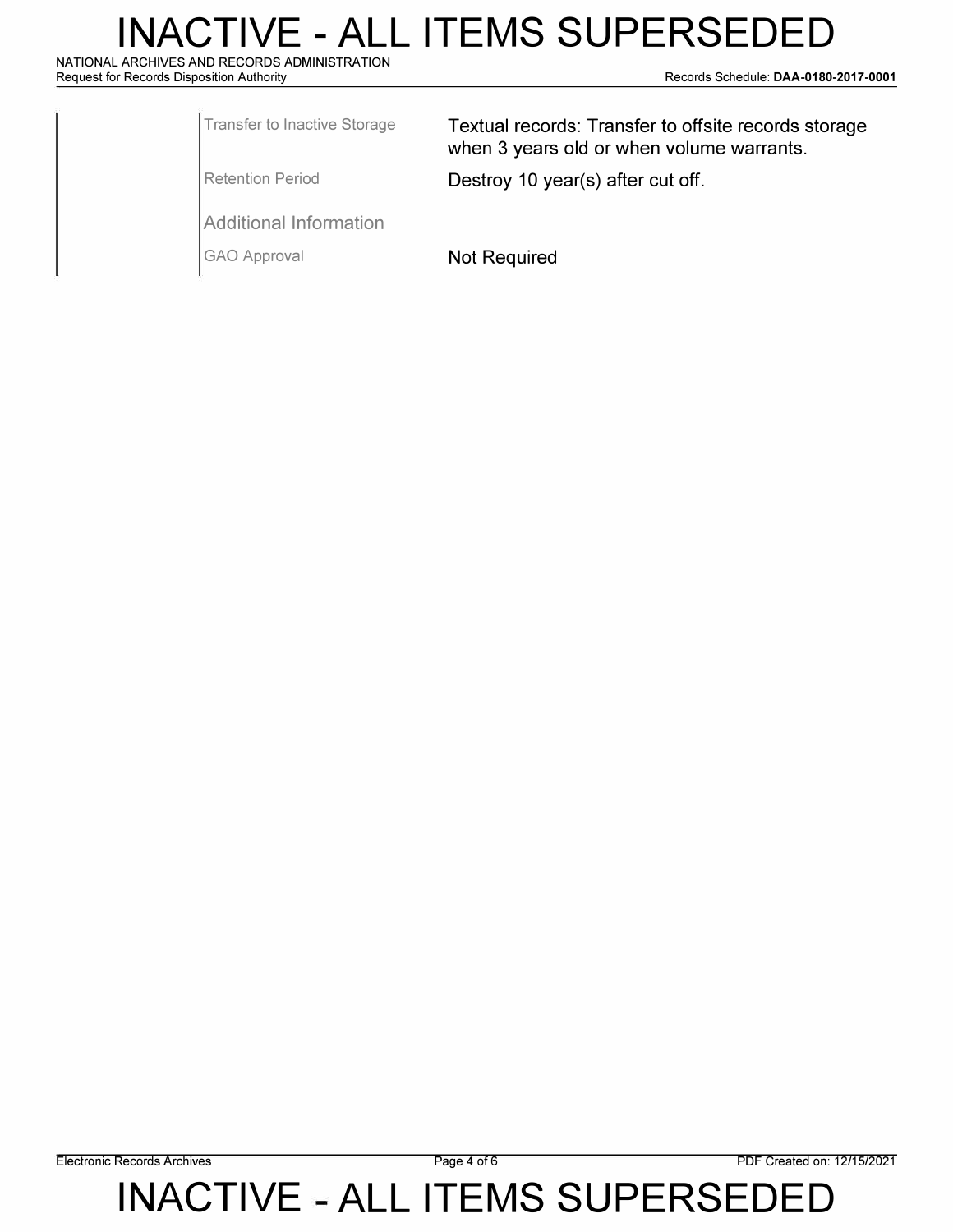| | |
|---|---|
| Transfer to Inactive Storage | Textual records: Transfer to offsite records storage when 3 years old or when volume warrants. |
| Retention Period | Destroy 10 year(s) after cut off. |

Additional Information

| | |
|---|---|
| GAO Approval | Not Required |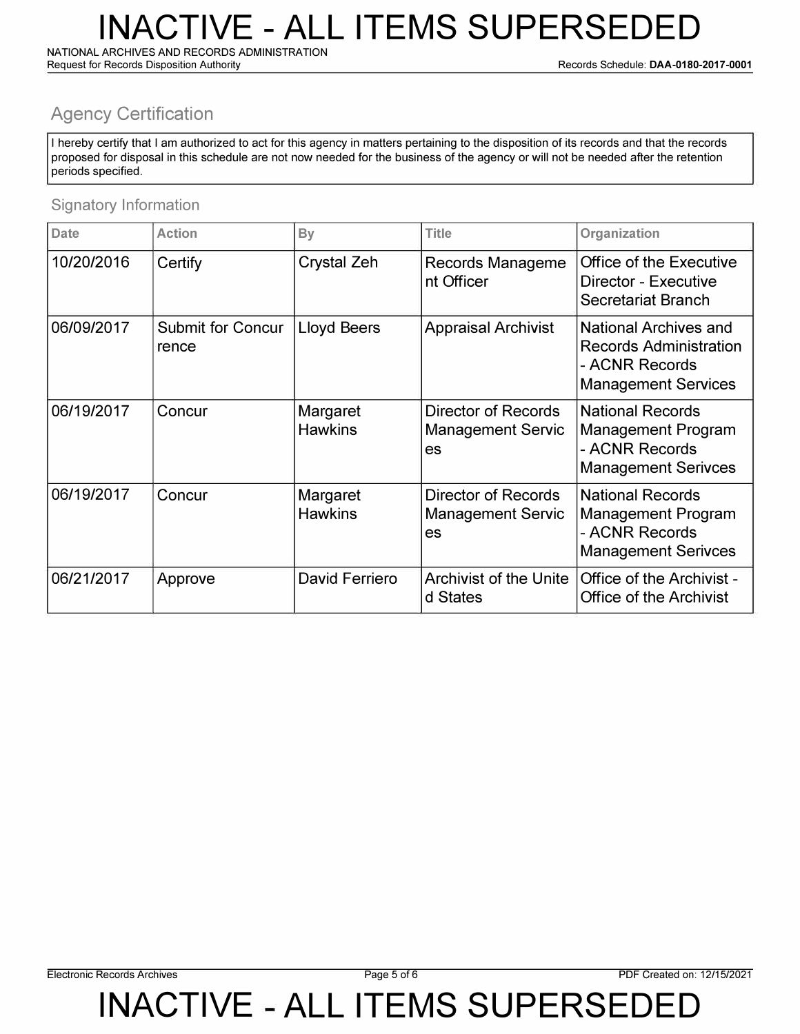# INACTIVE - ALL ITEMS SUPERSEDED

## Agency Certification

I hereby certify that I am authorized to act for this agency in matters pertaining to the disposition of its records and that the records proposed for disposal in this schedule are not now needed for the business of the agency or will not be needed after the retention periods specified.

### Signatory Information

| Date | Action | By | Title | Organization |
|---|---|---|---|---|
| 10/20/2016 | Certify | Crystal Zeh | Records Management Officer | Office of the Executive Director - Executive Secretariat Branch |
| 06/09/2017 | Submit for Concurrence | Lloyd Beers | Appraisal Archivist | National Archives and Records Administration - ACNR Records Management Services |
| 06/19/2017 | Concur | Margaret Hawkins | Director of Records Management Services | National Records Management Program - ACNR Records Management Serivces |
| 06/19/2017 | Concur | Margaret Hawkins | Director of Records Management Services | National Records Management Program - ACNR Records Management Serivces |
| 06/21/2017 | Approve | David Ferriero | Archivist of the United States | Office of the Archivist - Office of the Archivist |

# INACTIVE - ALL ITEMS SUPERSEDED